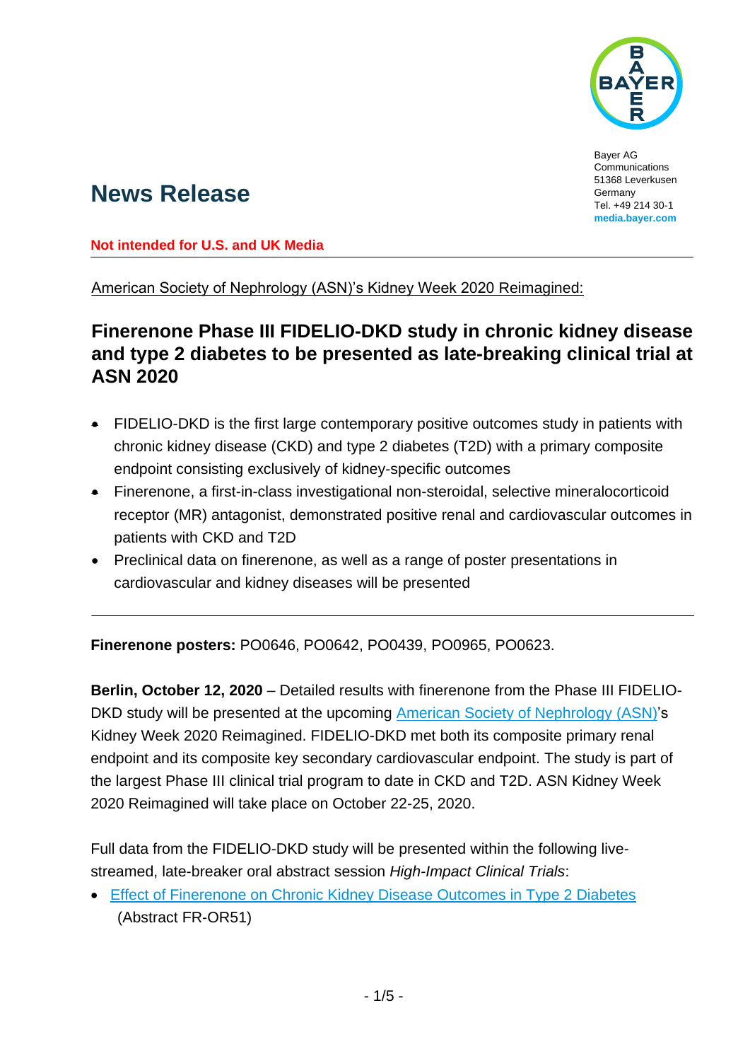Bayer AG
Communications
51368 Leverkusen
Germany
Tel. +49 214 30-1
**media.bayer.com**

# News Release

**Not intended for U.S. and UK Media**

American Society of Nephrology (ASN)'s Kidney Week 2020 Reimagined:

## Finerenone Phase III FIDELIO-DKD study in chronic kidney disease and type 2 diabetes to be presented as late-breaking clinical trial at ASN 2020

- FIDELIO-DKD is the first large contemporary positive outcomes study in patients with chronic kidney disease (CKD) and type 2 diabetes (T2D) with a primary composite endpoint consisting exclusively of kidney-specific outcomes
- Finerenone, a first-in-class investigational non-steroidal, selective mineralocorticoid receptor (MR) antagonist, demonstrated positive renal and cardiovascular outcomes in patients with CKD and T2D
- Preclinical data on finerenone, as well as a range of poster presentations in cardiovascular and kidney diseases will be presented

---

**Finerenone posters:** PO0646, PO0642, PO0439, PO0965, PO0623.

**Berlin, October 12, 2020** – Detailed results with finerenone from the Phase III FIDELIO-DKD study will be presented at the upcoming American Society of Nephrology (ASN)'s Kidney Week 2020 Reimagined. FIDELIO-DKD met both its composite primary renal endpoint and its composite key secondary cardiovascular endpoint. The study is part of the largest Phase III clinical trial program to date in CKD and T2D. ASN Kidney Week 2020 Reimagined will take place on October 22-25, 2020.

Full data from the FIDELIO-DKD study will be presented within the following live-streamed, late-breaker oral abstract session *High-Impact Clinical Trials*:

- Effect of Finerenone on Chronic Kidney Disease Outcomes in Type 2 Diabetes (Abstract FR-OR51)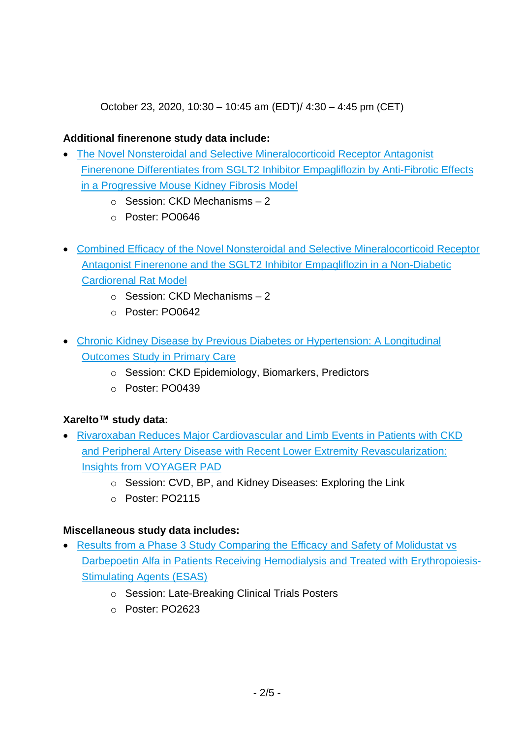October 23, 2020, 10:30 – 10:45 am (EDT)/ 4:30 – 4:45 pm (CET)

**Additional finerenone study data include:**

- The Novel Nonsteroidal and Selective Mineralocorticoid Receptor Antagonist Finerenone Differentiates from SGLT2 Inhibitor Empagliflozin by Anti-Fibrotic Effects in a Progressive Mouse Kidney Fibrosis Model
  - Session: CKD Mechanisms – 2
  - Poster: PO0646

- Combined Efficacy of the Novel Nonsteroidal and Selective Mineralocorticoid Receptor Antagonist Finerenone and the SGLT2 Inhibitor Empagliflozin in a Non-Diabetic Cardiorenal Rat Model
  - Session: CKD Mechanisms – 2
  - Poster: PO0642

- Chronic Kidney Disease by Previous Diabetes or Hypertension: A Longitudinal Outcomes Study in Primary Care
  - Session: CKD Epidemiology, Biomarkers, Predictors
  - Poster: PO0439

**Xarelto™ study data:**

- Rivaroxaban Reduces Major Cardiovascular and Limb Events in Patients with CKD and Peripheral Artery Disease with Recent Lower Extremity Revascularization: Insights from VOYAGER PAD
  - Session: CVD, BP, and Kidney Diseases: Exploring the Link
  - Poster: PO2115

**Miscellaneous study data includes:**

- Results from a Phase 3 Study Comparing the Efficacy and Safety of Molidustat vs Darbepoetin Alfa in Patients Receiving Hemodialysis and Treated with Erythropoiesis-Stimulating Agents (ESAS)
  - Session: Late-Breaking Clinical Trials Posters
  - Poster: PO2623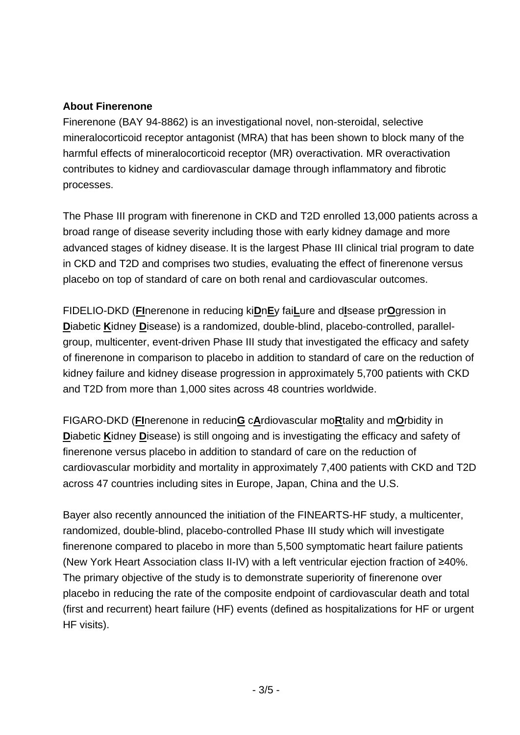**About Finerenone**

Finerenone (BAY 94-8862) is an investigational novel, non-steroidal, selective mineralocorticoid receptor antagonist (MRA) that has been shown to block many of the harmful effects of mineralocorticoid receptor (MR) overactivation. MR overactivation contributes to kidney and cardiovascular damage through inflammatory and fibrotic processes.

The Phase III program with finerenone in CKD and T2D enrolled 13,000 patients across a broad range of disease severity including those with early kidney damage and more advanced stages of kidney disease. It is the largest Phase III clinical trial program to date in CKD and T2D and comprises two studies, evaluating the effect of finerenone versus placebo on top of standard of care on both renal and cardiovascular outcomes.

FIDELIO-DKD (**FI**nerenone in reducing ki**D**n**E**y fai**L**ure and d**I**sease pr**O**gression in **D**iabetic **K**idney **D**isease) is a randomized, double-blind, placebo-controlled, parallel-group, multicenter, event-driven Phase III study that investigated the efficacy and safety of finerenone in comparison to placebo in addition to standard of care on the reduction of kidney failure and kidney disease progression in approximately 5,700 patients with CKD and T2D from more than 1,000 sites across 48 countries worldwide.

FIGARO-DKD (**FI**nerenone in reducin**G** c**A**rdiovascular mo**R**tality and m**O**rbidity in **D**iabetic **K**idney **D**isease) is still ongoing and is investigating the efficacy and safety of finerenone versus placebo in addition to standard of care on the reduction of cardiovascular morbidity and mortality in approximately 7,400 patients with CKD and T2D across 47 countries including sites in Europe, Japan, China and the U.S.

Bayer also recently announced the initiation of the FINEARTS-HF study, a multicenter, randomized, double-blind, placebo-controlled Phase III study which will investigate finerenone compared to placebo in more than 5,500 symptomatic heart failure patients (New York Heart Association class II-IV) with a left ventricular ejection fraction of ≥40%. The primary objective of the study is to demonstrate superiority of finerenone over placebo in reducing the rate of the composite endpoint of cardiovascular death and total (first and recurrent) heart failure (HF) events (defined as hospitalizations for HF or urgent HF visits).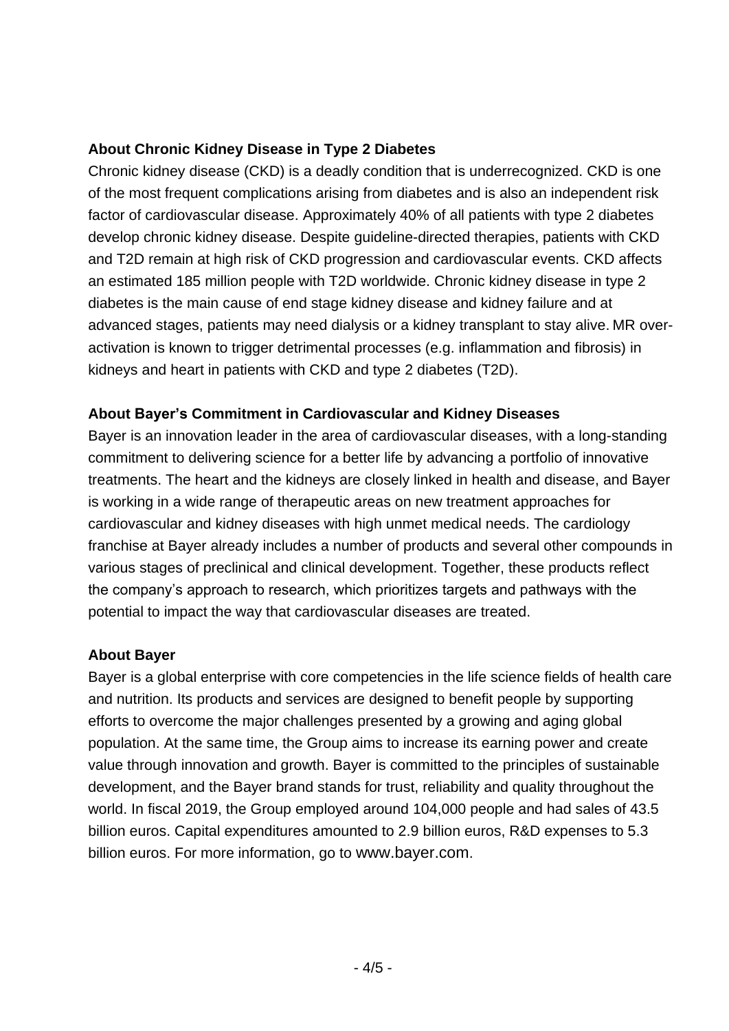**About Chronic Kidney Disease in Type 2 Diabetes**

Chronic kidney disease (CKD) is a deadly condition that is underrecognized. CKD is one of the most frequent complications arising from diabetes and is also an independent risk factor of cardiovascular disease. Approximately 40% of all patients with type 2 diabetes develop chronic kidney disease. Despite guideline-directed therapies, patients with CKD and T2D remain at high risk of CKD progression and cardiovascular events. CKD affects an estimated 185 million people with T2D worldwide. Chronic kidney disease in type 2 diabetes is the main cause of end stage kidney disease and kidney failure and at advanced stages, patients may need dialysis or a kidney transplant to stay alive. MR over-activation is known to trigger detrimental processes (e.g. inflammation and fibrosis) in kidneys and heart in patients with CKD and type 2 diabetes (T2D).

**About Bayer's Commitment in Cardiovascular and Kidney Diseases**

Bayer is an innovation leader in the area of cardiovascular diseases, with a long-standing commitment to delivering science for a better life by advancing a portfolio of innovative treatments. The heart and the kidneys are closely linked in health and disease, and Bayer is working in a wide range of therapeutic areas on new treatment approaches for cardiovascular and kidney diseases with high unmet medical needs. The cardiology franchise at Bayer already includes a number of products and several other compounds in various stages of preclinical and clinical development. Together, these products reflect the company's approach to research, which prioritizes targets and pathways with the potential to impact the way that cardiovascular diseases are treated.

**About Bayer**

Bayer is a global enterprise with core competencies in the life science fields of health care and nutrition. Its products and services are designed to benefit people by supporting efforts to overcome the major challenges presented by a growing and aging global population. At the same time, the Group aims to increase its earning power and create value through innovation and growth. Bayer is committed to the principles of sustainable development, and the Bayer brand stands for trust, reliability and quality throughout the world. In fiscal 2019, the Group employed around 104,000 people and had sales of 43.5 billion euros. Capital expenditures amounted to 2.9 billion euros, R&D expenses to 5.3 billion euros. For more information, go to www.bayer.com.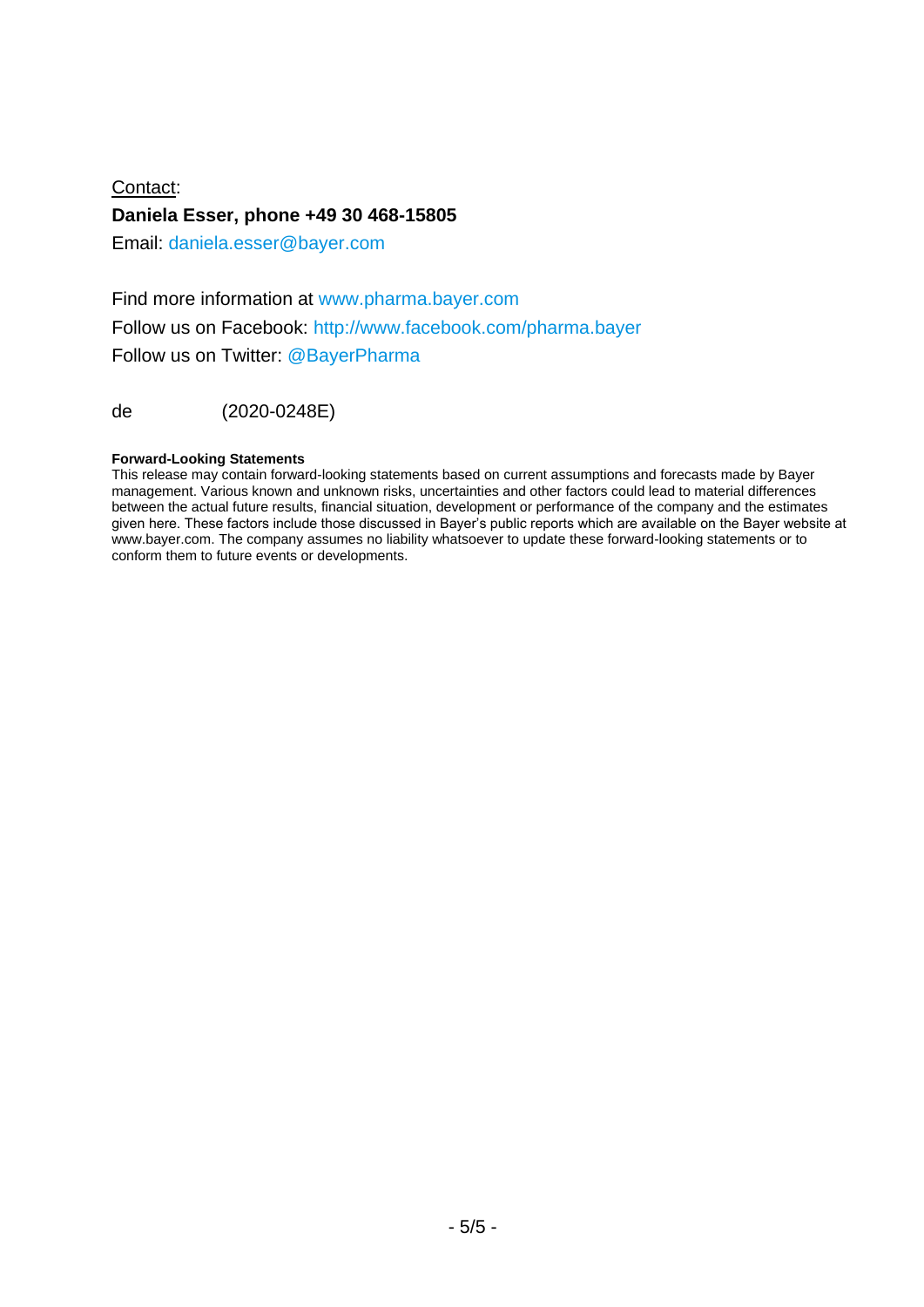Contact:

**Daniela Esser, phone +49 30 468-15805**

Email: daniela.esser@bayer.com

Find more information at www.pharma.bayer.com

Follow us on Facebook: http://www.facebook.com/pharma.bayer

Follow us on Twitter: @BayerPharma

de (2020-0248E)

**Forward-Looking Statements**

This release may contain forward-looking statements based on current assumptions and forecasts made by Bayer management. Various known and unknown risks, uncertainties and other factors could lead to material differences between the actual future results, financial situation, development or performance of the company and the estimates given here. These factors include those discussed in Bayer's public reports which are available on the Bayer website at www.bayer.com. The company assumes no liability whatsoever to update these forward-looking statements or to conform them to future events or developments.